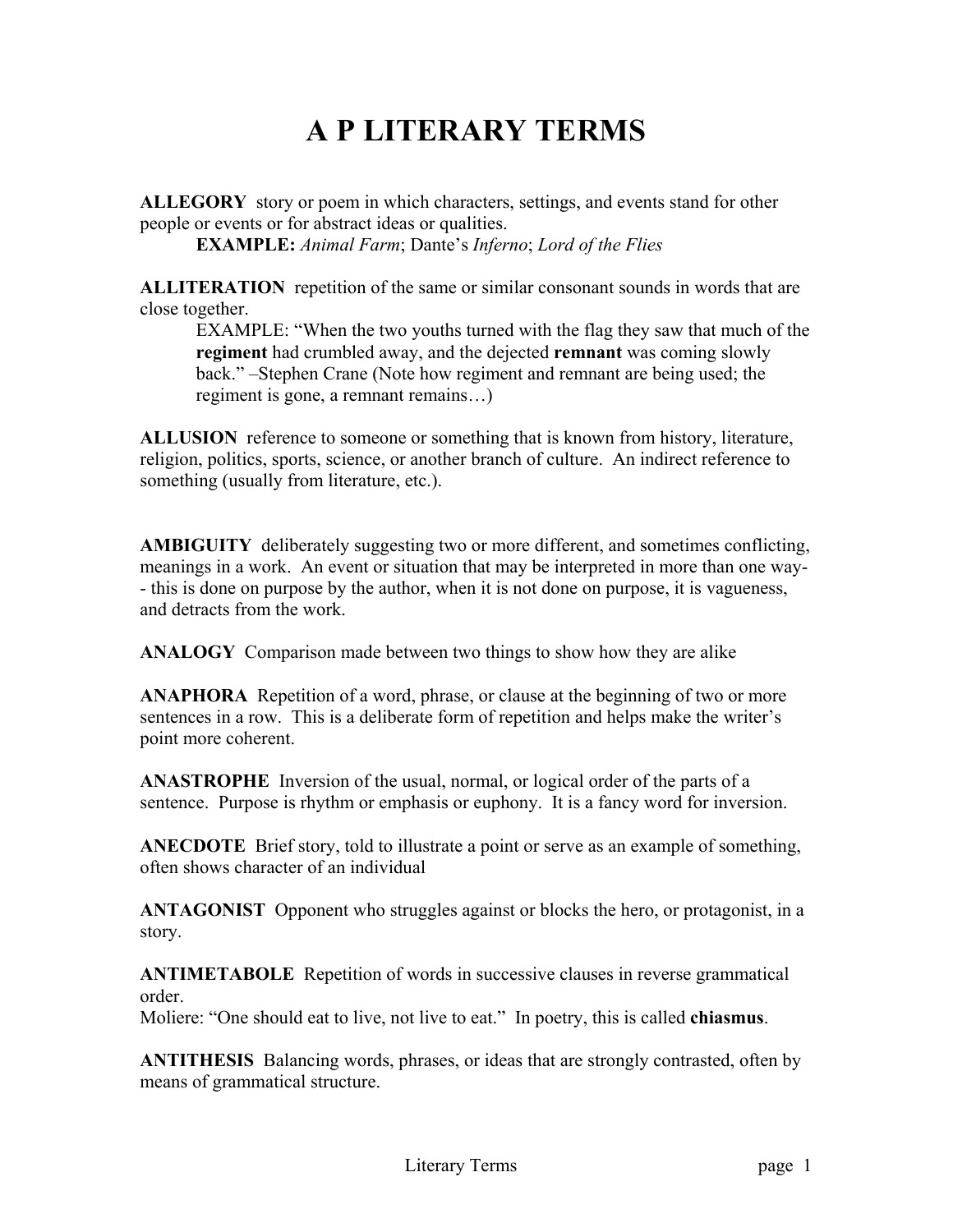# A P LITERARY TERMS

**ALLEGORY** story or poem in which characters, settings, and events stand for other people or events or for abstract ideas or qualities.

> **EXAMPLE:** *Animal Farm*; Dante's *Inferno*; *Lord of the Flies*

**ALLITERATION** repetition of the same or similar consonant sounds in words that are close together.

> EXAMPLE: "When the two youths turned with the flag they saw that much of the **regiment** had crumbled away, and the dejected **remnant** was coming slowly back." –Stephen Crane (Note how regiment and remnant are being used; the regiment is gone, a remnant remains…)

**ALLUSION** reference to someone or something that is known from history, literature, religion, politics, sports, science, or another branch of culture. An indirect reference to something (usually from literature, etc.).

**AMBIGUITY** deliberately suggesting two or more different, and sometimes conflicting, meanings in a work. An event or situation that may be interpreted in more than one way-- this is done on purpose by the author, when it is not done on purpose, it is vagueness, and detracts from the work.

**ANALOGY** Comparison made between two things to show how they are alike

**ANAPHORA** Repetition of a word, phrase, or clause at the beginning of two or more sentences in a row. This is a deliberate form of repetition and helps make the writer's point more coherent.

**ANASTROPHE** Inversion of the usual, normal, or logical order of the parts of a sentence. Purpose is rhythm or emphasis or euphony. It is a fancy word for inversion.

**ANECDOTE** Brief story, told to illustrate a point or serve as an example of something, often shows character of an individual

**ANTAGONIST** Opponent who struggles against or blocks the hero, or protagonist, in a story.

**ANTIMETABOLE** Repetition of words in successive clauses in reverse grammatical order.
Moliere: "One should eat to live, not live to eat." In poetry, this is called **chiasmus**.

**ANTITHESIS** Balancing words, phrases, or ideas that are strongly contrasted, often by means of grammatical structure.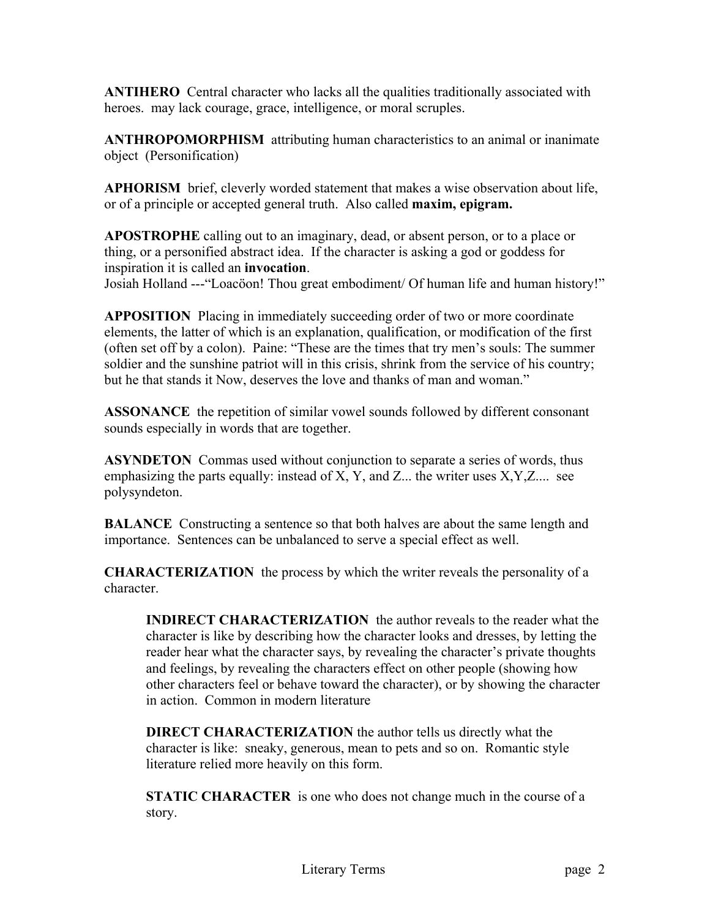**ANTIHERO** Central character who lacks all the qualities traditionally associated with heroes. may lack courage, grace, intelligence, or moral scruples.

**ANTHROPOMORPHISM** attributing human characteristics to an animal or inanimate object (Personification)

**APHORISM** brief, cleverly worded statement that makes a wise observation about life, or of a principle or accepted general truth. Also called **maxim, epigram.**

**APOSTROPHE** calling out to an imaginary, dead, or absent person, or to a place or thing, or a personified abstract idea. If the character is asking a god or goddess for inspiration it is called an **invocation**.
Josiah Holland ---"Loacöon! Thou great embodiment/ Of human life and human history!"

**APPOSITION** Placing in immediately succeeding order of two or more coordinate elements, the latter of which is an explanation, qualification, or modification of the first (often set off by a colon). Paine: "These are the times that try men's souls: The summer soldier and the sunshine patriot will in this crisis, shrink from the service of his country; but he that stands it Now, deserves the love and thanks of man and woman."

**ASSONANCE** the repetition of similar vowel sounds followed by different consonant sounds especially in words that are together.

**ASYNDETON** Commas used without conjunction to separate a series of words, thus emphasizing the parts equally: instead of X, Y, and Z... the writer uses X,Y,Z.... see polysyndeton.

**BALANCE** Constructing a sentence so that both halves are about the same length and importance. Sentences can be unbalanced to serve a special effect as well.

**CHARACTERIZATION** the process by which the writer reveals the personality of a character.

> **INDIRECT CHARACTERIZATION** the author reveals to the reader what the character is like by describing how the character looks and dresses, by letting the reader hear what the character says, by revealing the character's private thoughts and feelings, by revealing the characters effect on other people (showing how other characters feel or behave toward the character), or by showing the character in action. Common in modern literature
>
> **DIRECT CHARACTERIZATION** the author tells us directly what the character is like: sneaky, generous, mean to pets and so on. Romantic style literature relied more heavily on this form.
>
> **STATIC CHARACTER** is one who does not change much in the course of a story.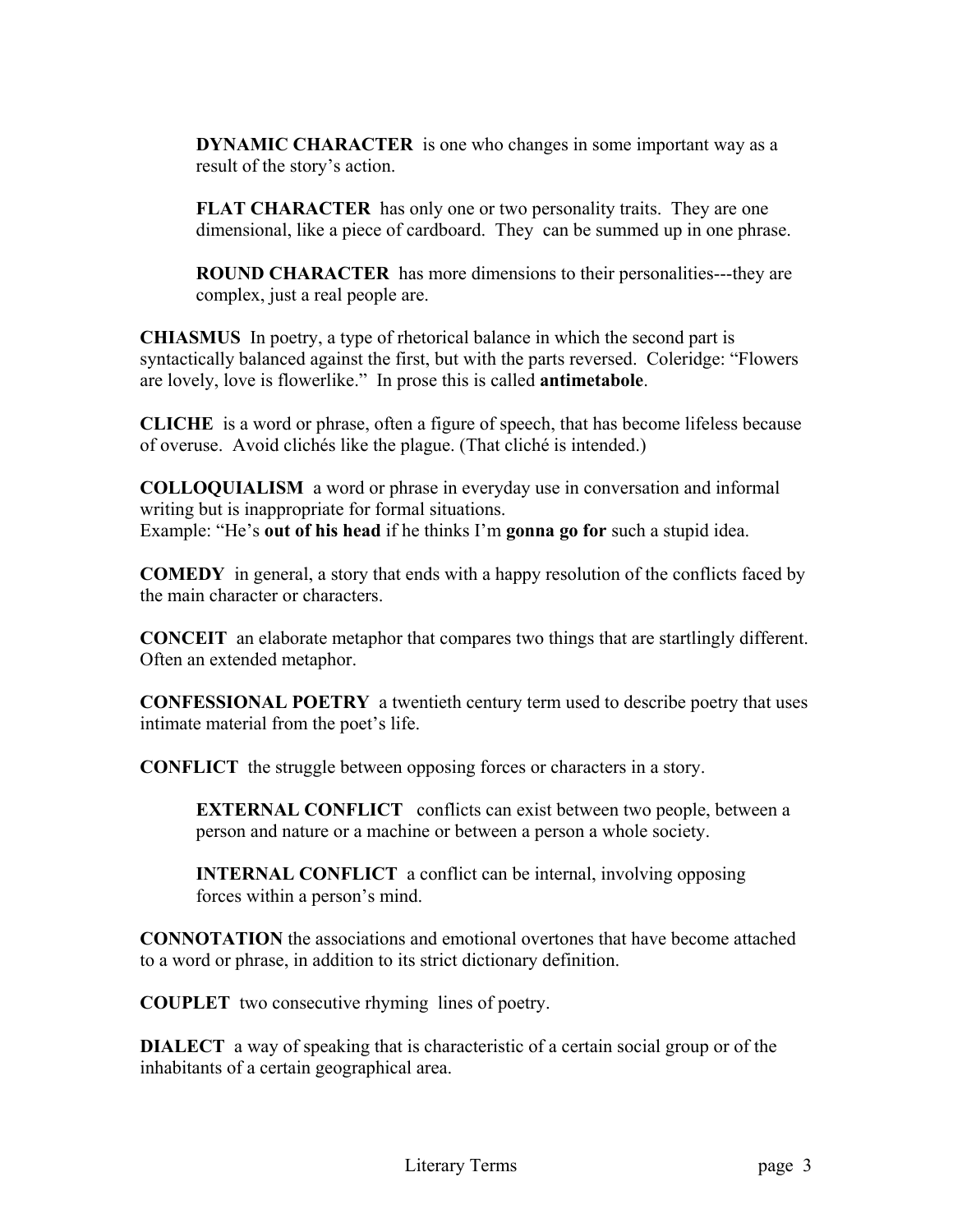**DYNAMIC CHARACTER** is one who changes in some important way as a result of the story's action.

**FLAT CHARACTER** has only one or two personality traits. They are one dimensional, like a piece of cardboard. They can be summed up in one phrase.

**ROUND CHARACTER** has more dimensions to their personalities---they are complex, just a real people are.

**CHIASMUS** In poetry, a type of rhetorical balance in which the second part is syntactically balanced against the first, but with the parts reversed. Coleridge: "Flowers are lovely, love is flowerlike." In prose this is called **antimetabole**.

**CLICHE** is a word or phrase, often a figure of speech, that has become lifeless because of overuse. Avoid clichés like the plague. (That cliché is intended.)

**COLLOQUIALISM** a word or phrase in everyday use in conversation and informal writing but is inappropriate for formal situations.
Example: "He's **out of his head** if he thinks I'm **gonna go for** such a stupid idea.

**COMEDY** in general, a story that ends with a happy resolution of the conflicts faced by the main character or characters.

**CONCEIT** an elaborate metaphor that compares two things that are startlingly different. Often an extended metaphor.

**CONFESSIONAL POETRY** a twentieth century term used to describe poetry that uses intimate material from the poet's life.

**CONFLICT** the struggle between opposing forces or characters in a story.

**EXTERNAL CONFLICT** conflicts can exist between two people, between a person and nature or a machine or between a person a whole society.

**INTERNAL CONFLICT** a conflict can be internal, involving opposing forces within a person's mind.

**CONNOTATION** the associations and emotional overtones that have become attached to a word or phrase, in addition to its strict dictionary definition.

**COUPLET** two consecutive rhyming lines of poetry.

**DIALECT** a way of speaking that is characteristic of a certain social group or of the inhabitants of a certain geographical area.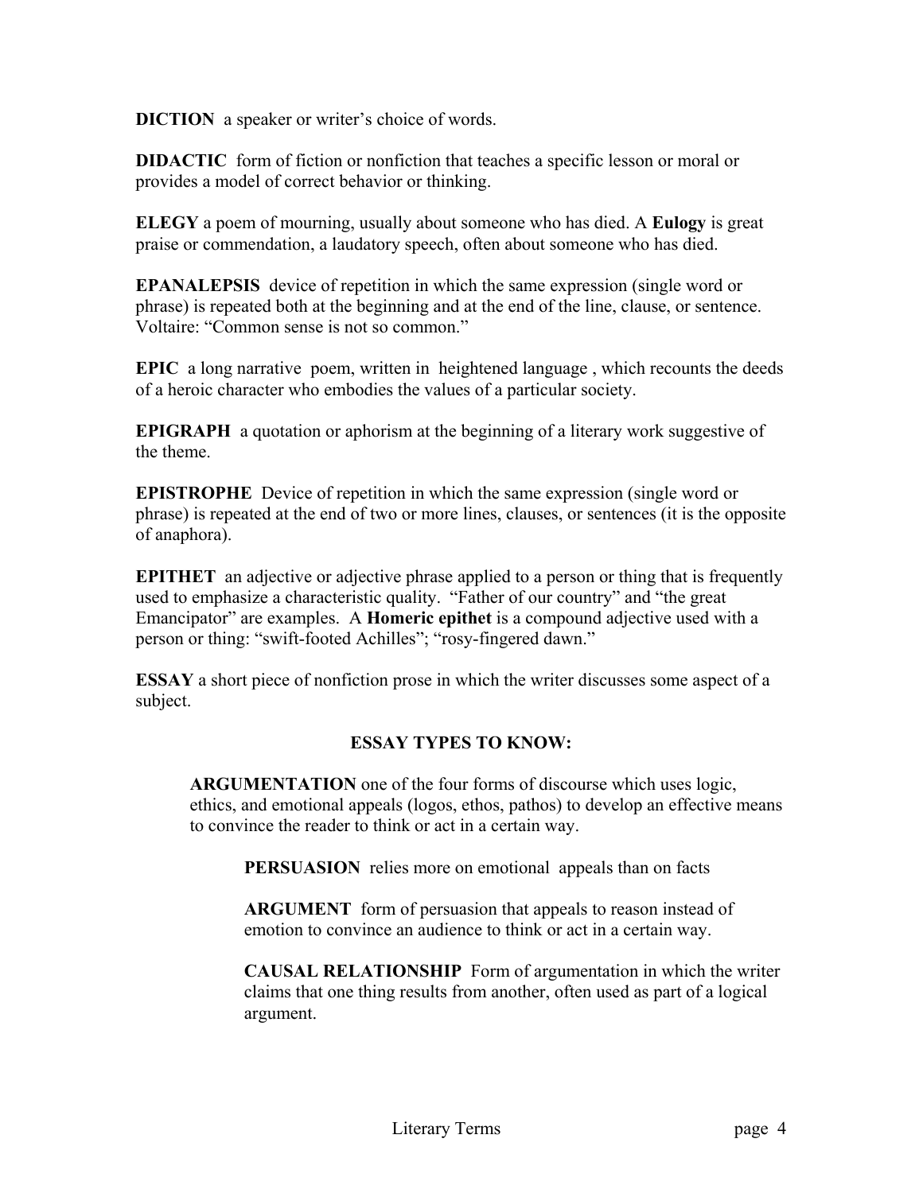**DICTION** a speaker or writer's choice of words.

**DIDACTIC** form of fiction or nonfiction that teaches a specific lesson or moral or provides a model of correct behavior or thinking.

**ELEGY** a poem of mourning, usually about someone who has died. A **Eulogy** is great praise or commendation, a laudatory speech, often about someone who has died.

**EPANALEPSIS** device of repetition in which the same expression (single word or phrase) is repeated both at the beginning and at the end of the line, clause, or sentence. Voltaire: "Common sense is not so common."

**EPIC** a long narrative poem, written in heightened language , which recounts the deeds of a heroic character who embodies the values of a particular society.

**EPIGRAPH** a quotation or aphorism at the beginning of a literary work suggestive of the theme.

**EPISTROPHE** Device of repetition in which the same expression (single word or phrase) is repeated at the end of two or more lines, clauses, or sentences (it is the opposite of anaphora).

**EPITHET** an adjective or adjective phrase applied to a person or thing that is frequently used to emphasize a characteristic quality. "Father of our country" and "the great Emancipator" are examples. A **Homeric epithet** is a compound adjective used with a person or thing: "swift-footed Achilles"; "rosy-fingered dawn."

**ESSAY** a short piece of nonfiction prose in which the writer discusses some aspect of a subject.

## ESSAY TYPES TO KNOW:

> **ARGUMENTATION** one of the four forms of discourse which uses logic, ethics, and emotional appeals (logos, ethos, pathos) to develop an effective means to convince the reader to think or act in a certain way.
>
> > **PERSUASION** relies more on emotional appeals than on facts
> >
> > **ARGUMENT** form of persuasion that appeals to reason instead of emotion to convince an audience to think or act in a certain way.
> >
> > **CAUSAL RELATIONSHIP** Form of argumentation in which the writer claims that one thing results from another, often used as part of a logical argument.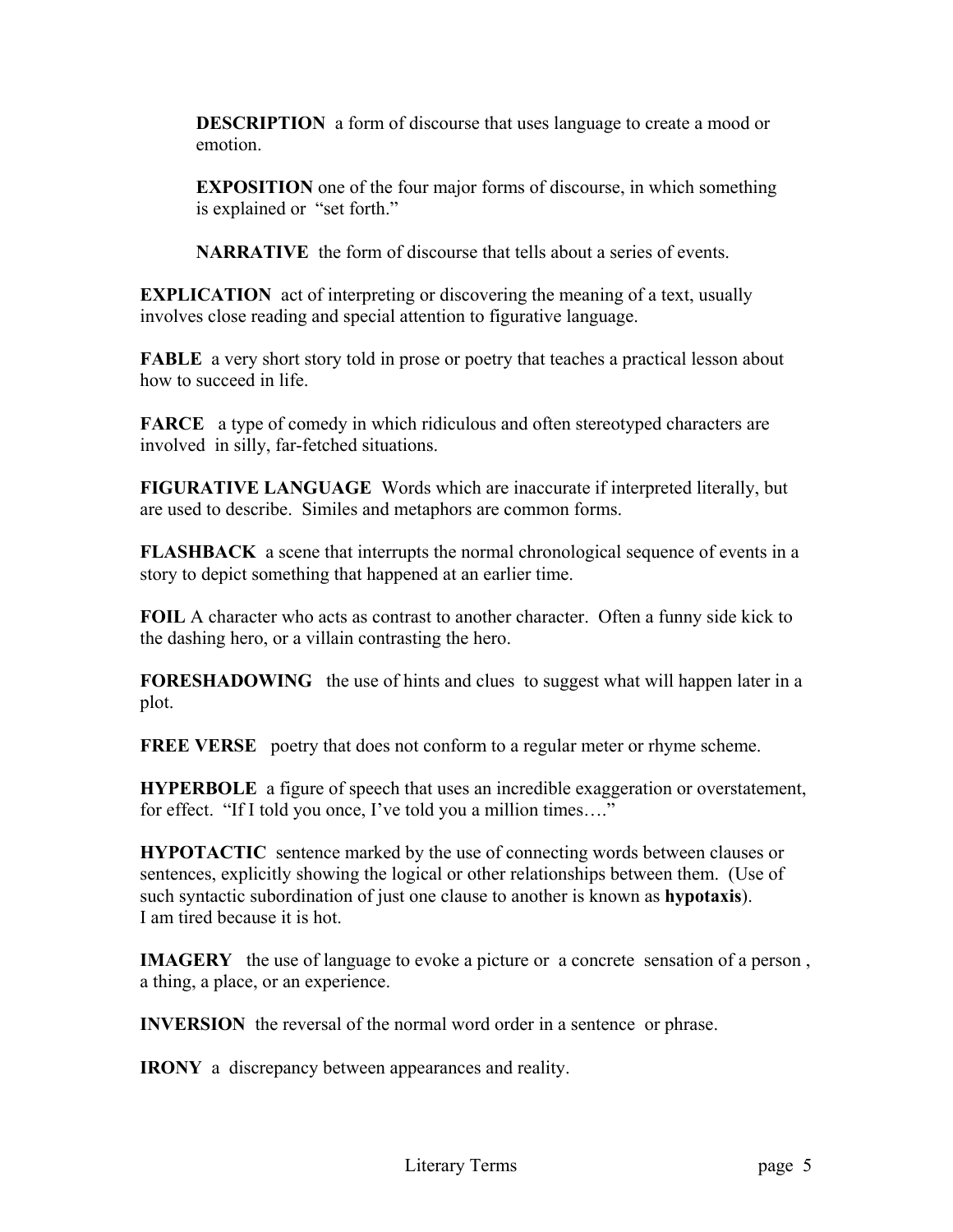**DESCRIPTION** a form of discourse that uses language to create a mood or emotion.

**EXPOSITION** one of the four major forms of discourse, in which something is explained or "set forth."

**NARRATIVE** the form of discourse that tells about a series of events.

**EXPLICATION** act of interpreting or discovering the meaning of a text, usually involves close reading and special attention to figurative language.

**FABLE** a very short story told in prose or poetry that teaches a practical lesson about how to succeed in life.

**FARCE** a type of comedy in which ridiculous and often stereotyped characters are involved in silly, far-fetched situations.

**FIGURATIVE LANGUAGE** Words which are inaccurate if interpreted literally, but are used to describe. Similes and metaphors are common forms.

**FLASHBACK** a scene that interrupts the normal chronological sequence of events in a story to depict something that happened at an earlier time.

**FOIL** A character who acts as contrast to another character. Often a funny side kick to the dashing hero, or a villain contrasting the hero.

**FORESHADOWING** the use of hints and clues to suggest what will happen later in a plot.

**FREE VERSE** poetry that does not conform to a regular meter or rhyme scheme.

**HYPERBOLE** a figure of speech that uses an incredible exaggeration or overstatement, for effect. "If I told you once, I've told you a million times…."

**HYPOTACTIC** sentence marked by the use of connecting words between clauses or sentences, explicitly showing the logical or other relationships between them. (Use of such syntactic subordination of just one clause to another is known as **hypotaxis**).
I am tired because it is hot.

**IMAGERY** the use of language to evoke a picture or a concrete sensation of a person , a thing, a place, or an experience.

**INVERSION** the reversal of the normal word order in a sentence or phrase.

**IRONY** a discrepancy between appearances and reality.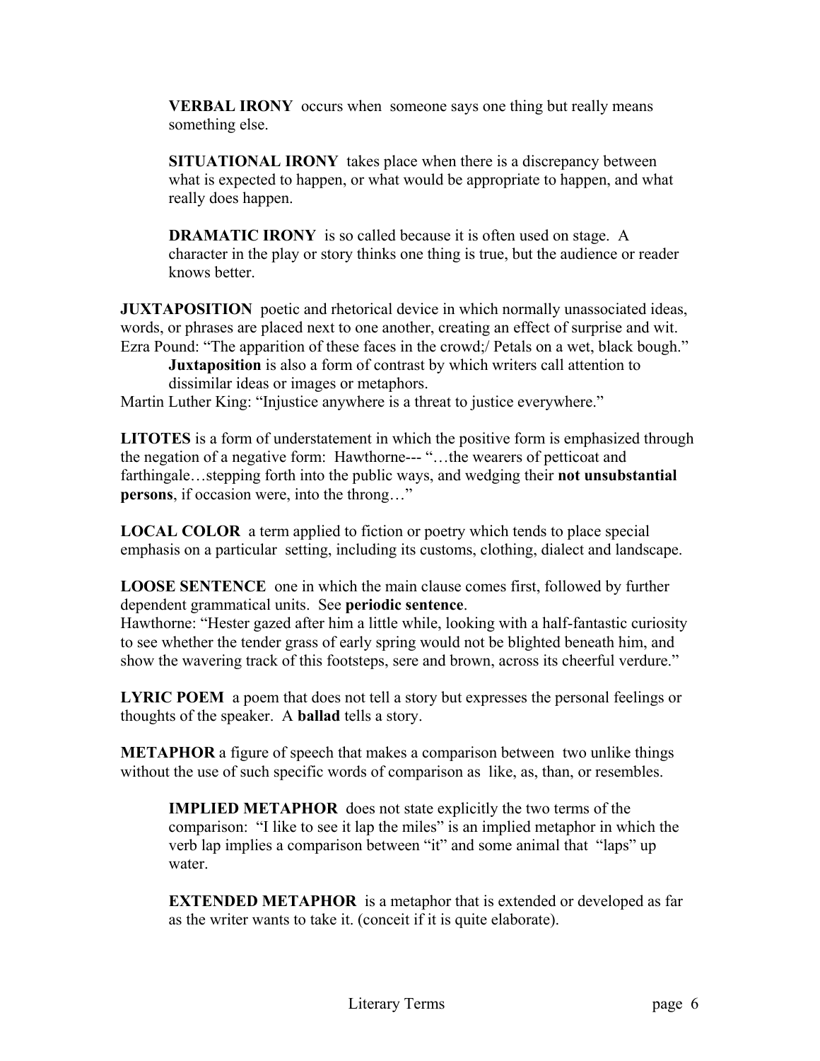**VERBAL IRONY** occurs when someone says one thing but really means something else.

**SITUATIONAL IRONY** takes place when there is a discrepancy between what is expected to happen, or what would be appropriate to happen, and what really does happen.

**DRAMATIC IRONY** is so called because it is often used on stage. A character in the play or story thinks one thing is true, but the audience or reader knows better.

**JUXTAPOSITION** poetic and rhetorical device in which normally unassociated ideas, words, or phrases are placed next to one another, creating an effect of surprise and wit. Ezra Pound: "The apparition of these faces in the crowd;/ Petals on a wet, black bough."

**Juxtaposition** is also a form of contrast by which writers call attention to dissimilar ideas or images or metaphors.

Martin Luther King: "Injustice anywhere is a threat to justice everywhere."

**LITOTES** is a form of understatement in which the positive form is emphasized through the negation of a negative form: Hawthorne--- "…the wearers of petticoat and farthingale…stepping forth into the public ways, and wedging their **not unsubstantial persons**, if occasion were, into the throng…"

**LOCAL COLOR** a term applied to fiction or poetry which tends to place special emphasis on a particular setting, including its customs, clothing, dialect and landscape.

**LOOSE SENTENCE** one in which the main clause comes first, followed by further dependent grammatical units. See **periodic sentence**.
Hawthorne: "Hester gazed after him a little while, looking with a half-fantastic curiosity to see whether the tender grass of early spring would not be blighted beneath him, and show the wavering track of this footsteps, sere and brown, across its cheerful verdure."

**LYRIC POEM** a poem that does not tell a story but expresses the personal feelings or thoughts of the speaker. A **ballad** tells a story.

**METAPHOR** a figure of speech that makes a comparison between two unlike things without the use of such specific words of comparison as like, as, than, or resembles.

**IMPLIED METAPHOR** does not state explicitly the two terms of the comparison: "I like to see it lap the miles" is an implied metaphor in which the verb lap implies a comparison between "it" and some animal that "laps" up water.

**EXTENDED METAPHOR** is a metaphor that is extended or developed as far as the writer wants to take it. (conceit if it is quite elaborate).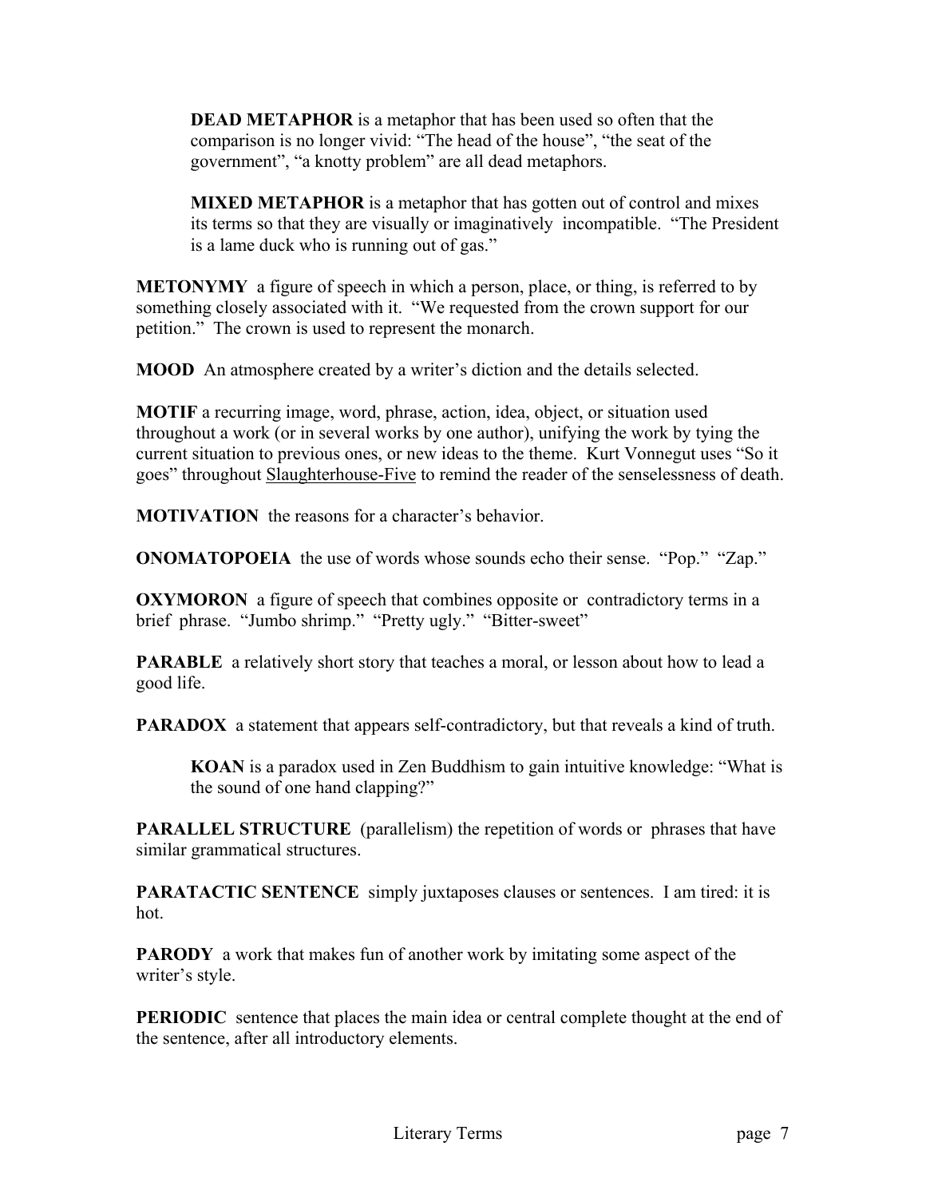> **DEAD METAPHOR** is a metaphor that has been used so often that the comparison is no longer vivid: "The head of the house", "the seat of the government", "a knotty problem" are all dead metaphors.
>
> **MIXED METAPHOR** is a metaphor that has gotten out of control and mixes its terms so that they are visually or imaginatively incompatible. "The President is a lame duck who is running out of gas."

**METONYMY** a figure of speech in which a person, place, or thing, is referred to by something closely associated with it. "We requested from the crown support for our petition." The crown is used to represent the monarch.

**MOOD** An atmosphere created by a writer's diction and the details selected.

**MOTIF** a recurring image, word, phrase, action, idea, object, or situation used throughout a work (or in several works by one author), unifying the work by tying the current situation to previous ones, or new ideas to the theme. Kurt Vonnegut uses "So it goes" throughout Slaughterhouse-Five to remind the reader of the senselessness of death.

**MOTIVATION** the reasons for a character's behavior.

**ONOMATOPOEIA** the use of words whose sounds echo their sense. "Pop." "Zap."

**OXYMORON** a figure of speech that combines opposite or contradictory terms in a brief phrase. "Jumbo shrimp." "Pretty ugly." "Bitter-sweet"

**PARABLE** a relatively short story that teaches a moral, or lesson about how to lead a good life.

**PARADOX** a statement that appears self-contradictory, but that reveals a kind of truth.

> **KOAN** is a paradox used in Zen Buddhism to gain intuitive knowledge: "What is the sound of one hand clapping?"

**PARALLEL STRUCTURE** (parallelism) the repetition of words or phrases that have similar grammatical structures.

**PARATACTIC SENTENCE** simply juxtaposes clauses or sentences. I am tired: it is hot.

**PARODY** a work that makes fun of another work by imitating some aspect of the writer's style.

**PERIODIC** sentence that places the main idea or central complete thought at the end of the sentence, after all introductory elements.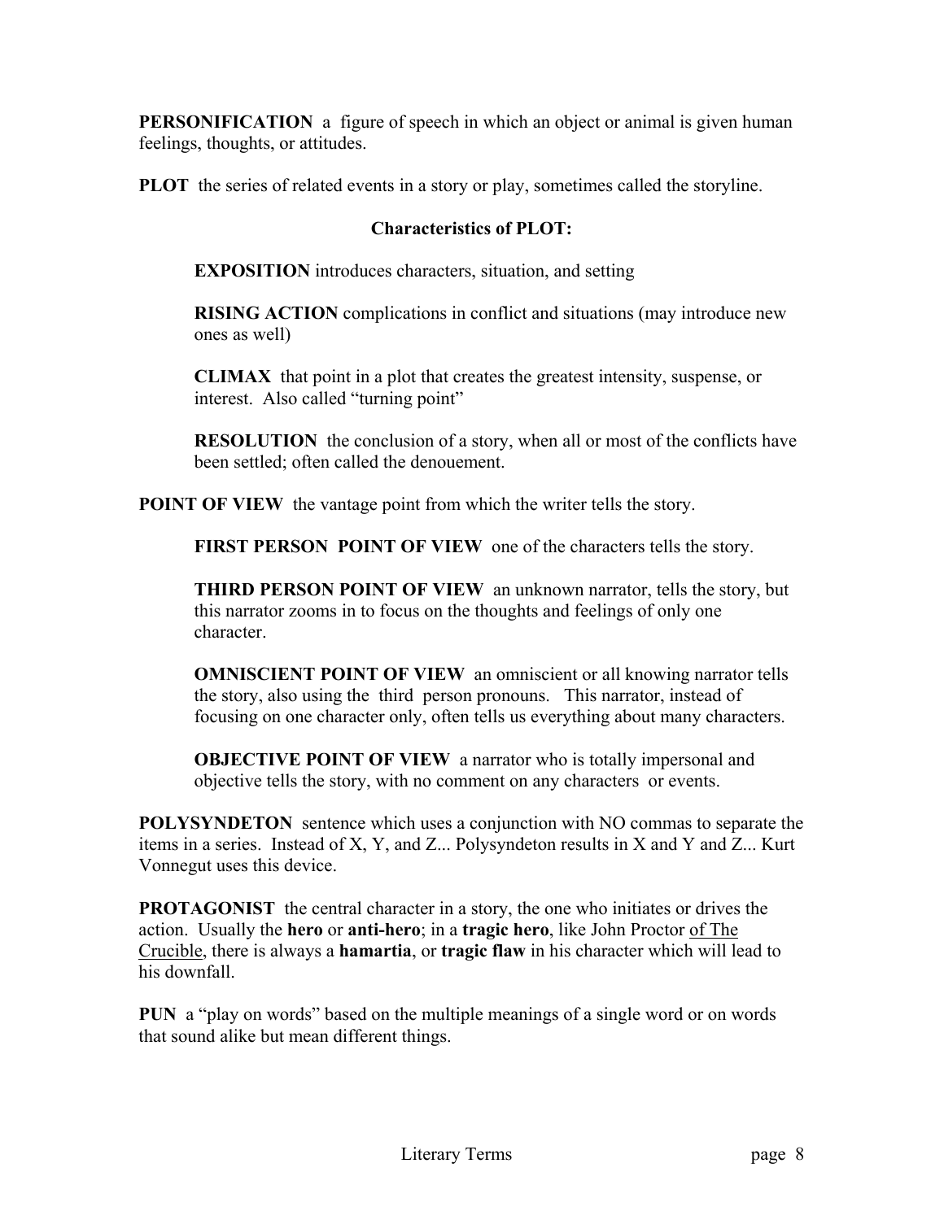**PERSONIFICATION** a figure of speech in which an object or animal is given human feelings, thoughts, or attitudes.

**PLOT** the series of related events in a story or play, sometimes called the storyline.

**Characteristics of PLOT:**

> **EXPOSITION** introduces characters, situation, and setting
>
> **RISING ACTION** complications in conflict and situations (may introduce new ones as well)
>
> **CLIMAX** that point in a plot that creates the greatest intensity, suspense, or interest. Also called "turning point"
>
> **RESOLUTION** the conclusion of a story, when all or most of the conflicts have been settled; often called the denouement.

**POINT OF VIEW** the vantage point from which the writer tells the story.

> **FIRST PERSON POINT OF VIEW** one of the characters tells the story.
>
> **THIRD PERSON POINT OF VIEW** an unknown narrator, tells the story, but this narrator zooms in to focus on the thoughts and feelings of only one character.
>
> **OMNISCIENT POINT OF VIEW** an omniscient or all knowing narrator tells the story, also using the third person pronouns. This narrator, instead of focusing on one character only, often tells us everything about many characters.
>
> **OBJECTIVE POINT OF VIEW** a narrator who is totally impersonal and objective tells the story, with no comment on any characters or events.

**POLYSYNDETON** sentence which uses a conjunction with NO commas to separate the items in a series. Instead of X, Y, and Z... Polysyndeton results in X and Y and Z... Kurt Vonnegut uses this device.

**PROTAGONIST** the central character in a story, the one who initiates or drives the action. Usually the **hero** or **anti-hero**; in a **tragic hero**, like John Proctor <u>of The Crucible</u>, there is always a **hamartia**, or **tragic flaw** in his character which will lead to his downfall.

**PUN** a "play on words" based on the multiple meanings of a single word or on words that sound alike but mean different things.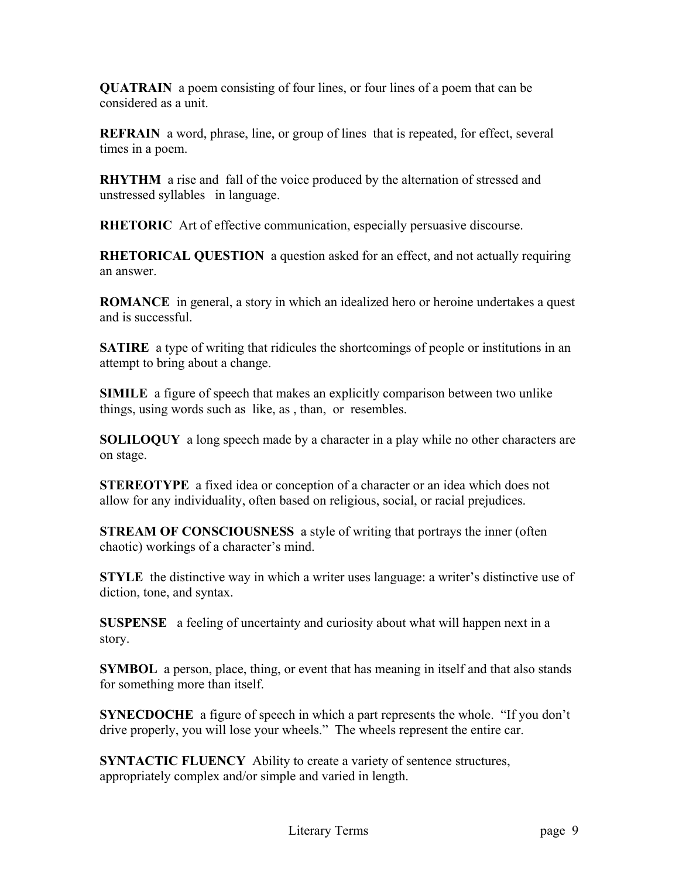**QUATRAIN** a poem consisting of four lines, or four lines of a poem that can be considered as a unit.

**REFRAIN** a word, phrase, line, or group of lines that is repeated, for effect, several times in a poem.

**RHYTHM** a rise and fall of the voice produced by the alternation of stressed and unstressed syllables in language.

**RHETORIC** Art of effective communication, especially persuasive discourse.

**RHETORICAL QUESTION** a question asked for an effect, and not actually requiring an answer.

**ROMANCE** in general, a story in which an idealized hero or heroine undertakes a quest and is successful.

**SATIRE** a type of writing that ridicules the shortcomings of people or institutions in an attempt to bring about a change.

**SIMILE** a figure of speech that makes an explicitly comparison between two unlike things, using words such as like, as , than, or resembles.

**SOLILOQUY** a long speech made by a character in a play while no other characters are on stage.

**STEREOTYPE** a fixed idea or conception of a character or an idea which does not allow for any individuality, often based on religious, social, or racial prejudices.

**STREAM OF CONSCIOUSNESS** a style of writing that portrays the inner (often chaotic) workings of a character's mind.

**STYLE** the distinctive way in which a writer uses language: a writer's distinctive use of diction, tone, and syntax.

**SUSPENSE** a feeling of uncertainty and curiosity about what will happen next in a story.

**SYMBOL** a person, place, thing, or event that has meaning in itself and that also stands for something more than itself.

**SYNECDOCHE** a figure of speech in which a part represents the whole. "If you don't drive properly, you will lose your wheels." The wheels represent the entire car.

**SYNTACTIC FLUENCY** Ability to create a variety of sentence structures, appropriately complex and/or simple and varied in length.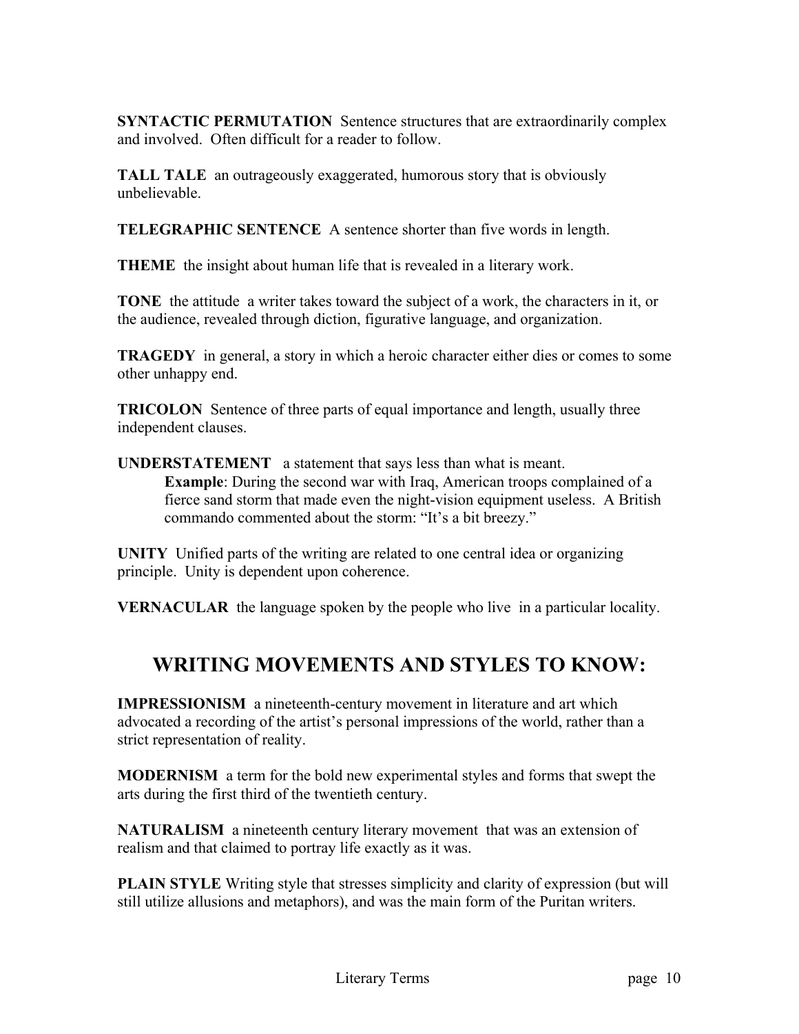**SYNTACTIC PERMUTATION** Sentence structures that are extraordinarily complex and involved. Often difficult for a reader to follow.

**TALL TALE** an outrageously exaggerated, humorous story that is obviously unbelievable.

**TELEGRAPHIC SENTENCE** A sentence shorter than five words in length.

**THEME** the insight about human life that is revealed in a literary work.

**TONE** the attitude a writer takes toward the subject of a work, the characters in it, or the audience, revealed through diction, figurative language, and organization.

**TRAGEDY** in general, a story in which a heroic character either dies or comes to some other unhappy end.

**TRICOLON** Sentence of three parts of equal importance and length, usually three independent clauses.

**UNDERSTATEMENT** a statement that says less than what is meant.

> **Example**: During the second war with Iraq, American troops complained of a fierce sand storm that made even the night-vision equipment useless. A British commando commented about the storm: "It's a bit breezy."

**UNITY** Unified parts of the writing are related to one central idea or organizing principle. Unity is dependent upon coherence.

**VERNACULAR** the language spoken by the people who live in a particular locality.

## WRITING MOVEMENTS AND STYLES TO KNOW:

**IMPRESSIONISM** a nineteenth-century movement in literature and art which advocated a recording of the artist's personal impressions of the world, rather than a strict representation of reality.

**MODERNISM** a term for the bold new experimental styles and forms that swept the arts during the first third of the twentieth century.

**NATURALISM** a nineteenth century literary movement that was an extension of realism and that claimed to portray life exactly as it was.

**PLAIN STYLE** Writing style that stresses simplicity and clarity of expression (but will still utilize allusions and metaphors), and was the main form of the Puritan writers.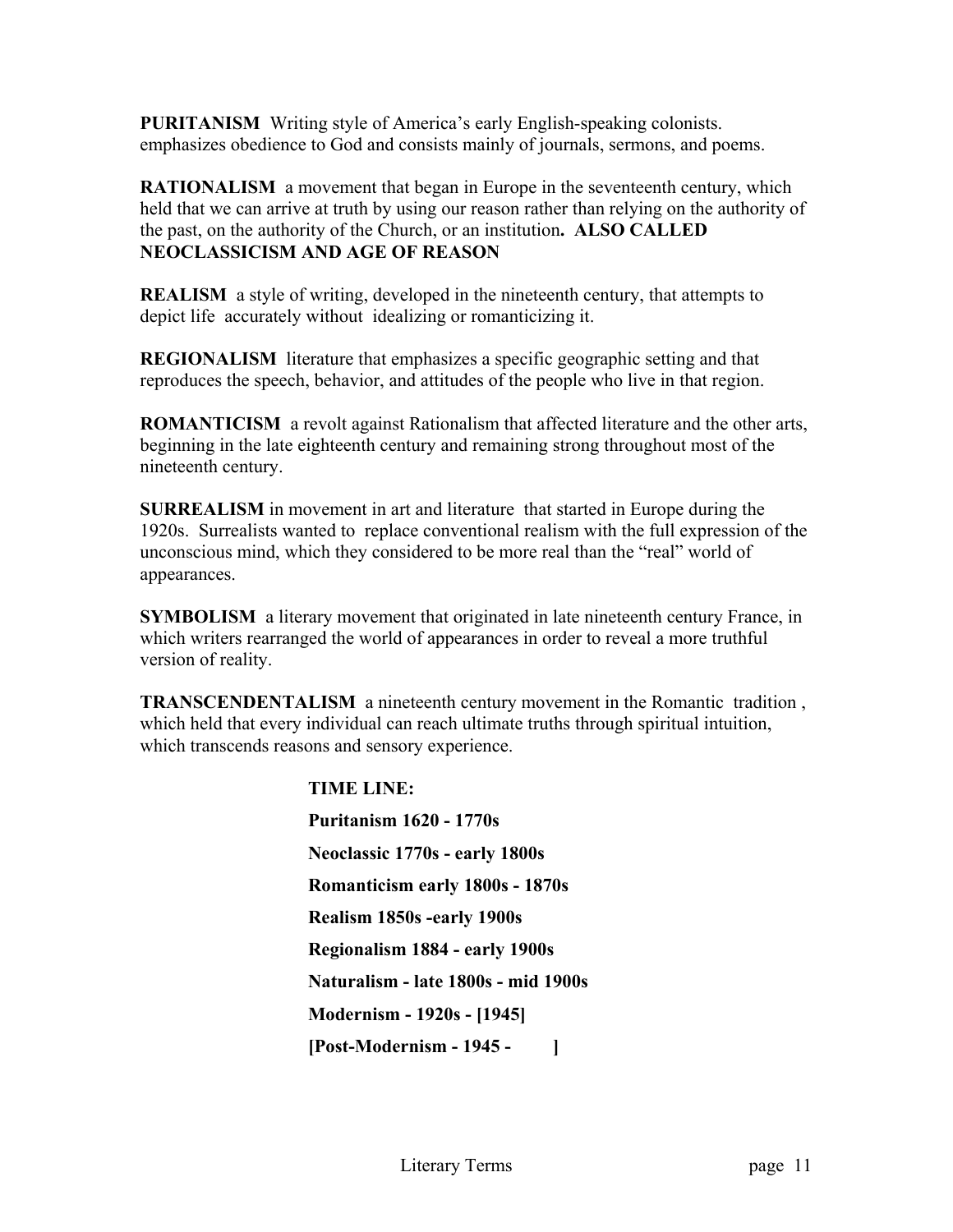**PURITANISM** Writing style of America's early English-speaking colonists. emphasizes obedience to God and consists mainly of journals, sermons, and poems.

**RATIONALISM** a movement that began in Europe in the seventeenth century, which held that we can arrive at truth by using our reason rather than relying on the authority of the past, on the authority of the Church, or an institution**. ALSO CALLED NEOCLASSICISM AND AGE OF REASON**

**REALISM** a style of writing, developed in the nineteenth century, that attempts to depict life accurately without idealizing or romanticizing it.

**REGIONALISM** literature that emphasizes a specific geographic setting and that reproduces the speech, behavior, and attitudes of the people who live in that region.

**ROMANTICISM** a revolt against Rationalism that affected literature and the other arts, beginning in the late eighteenth century and remaining strong throughout most of the nineteenth century.

**SURREALISM** in movement in art and literature that started in Europe during the 1920s. Surrealists wanted to replace conventional realism with the full expression of the unconscious mind, which they considered to be more real than the "real" world of appearances.

**SYMBOLISM** a literary movement that originated in late nineteenth century France, in which writers rearranged the world of appearances in order to reveal a more truthful version of reality.

**TRANSCENDENTALISM** a nineteenth century movement in the Romantic tradition , which held that every individual can reach ultimate truths through spiritual intuition, which transcends reasons and sensory experience.

**TIME LINE:**

**Puritanism 1620 - 1770s**

**Neoclassic 1770s - early 1800s**

**Romanticism early 1800s - 1870s**

**Realism 1850s -early 1900s**

**Regionalism 1884 - early 1900s**

**Naturalism - late 1800s - mid 1900s**

**Modernism - 1920s - [1945]**

**[Post-Modernism - 1945 - ]**